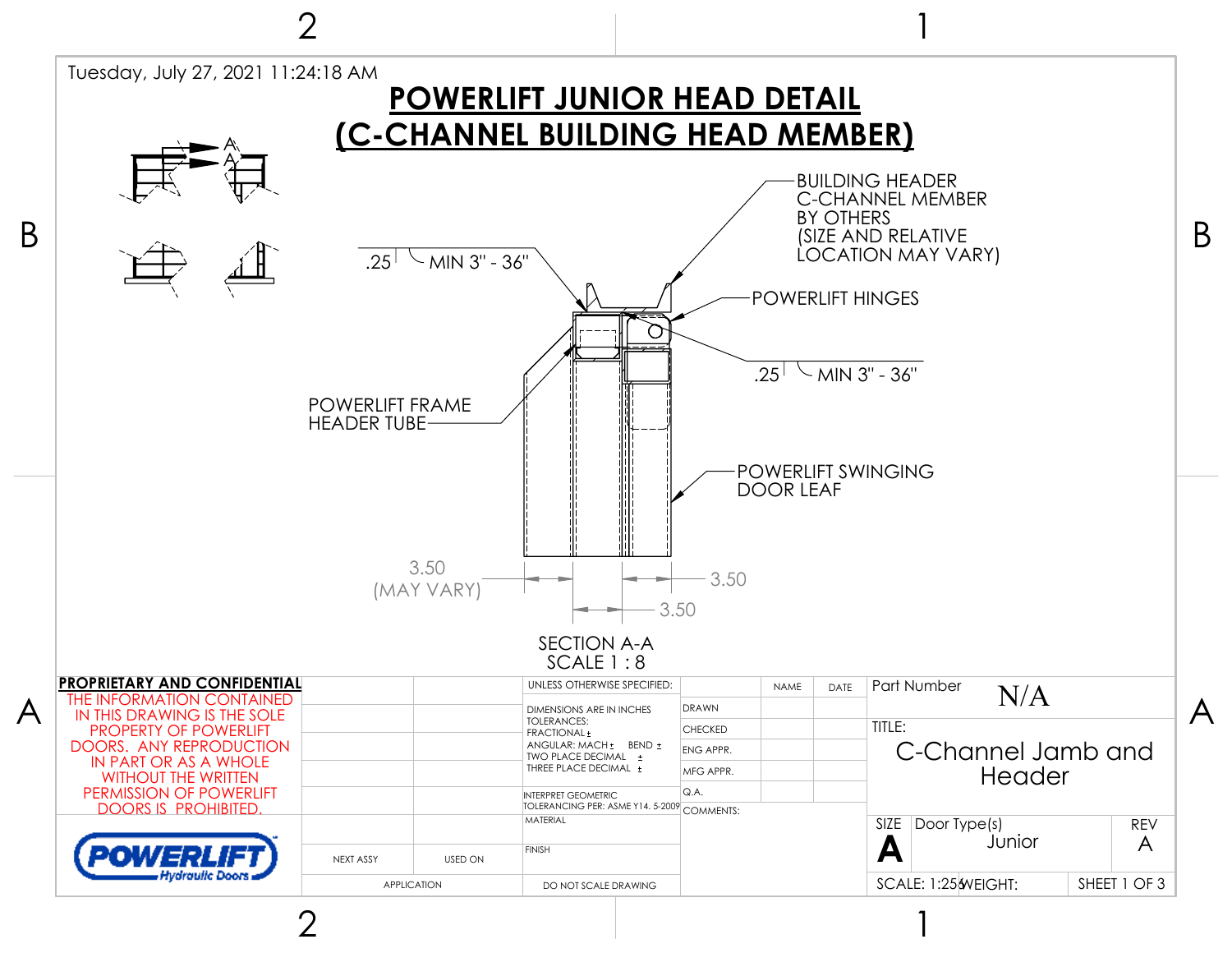Tuesday, July 27, 2021 11:24:18 AM

# POWERLIFT JUNIOR HEAD DETAIL
# (C-CHANNEL BUILDING HEAD MEMBER)

BUILDING HEADER C-CHANNEL MEMBER BY OTHERS (SIZE AND RELATIVE LOCATION MAY VARY)

.25 MIN 3" - 36"

POWERLIFT HINGES

.25 MIN 3" - 36"

POWERLIFT FRAME HEADER TUBE

POWERLIFT SWINGING DOOR LEAF

3.50 (MAY VARY)

3.50

3.50

SECTION A-A
SCALE 1 : 8

**PROPRIETARY AND CONFIDENTIAL**

THE INFORMATION CONTAINED IN THIS DRAWING IS THE SOLE PROPERTY OF POWERLIFT DOORS. ANY REPRODUCTION IN PART OR AS A WHOLE WITHOUT THE WRITTEN PERMISSION OF POWERLIFT DOORS IS PROHIBITED.

POWERLIFT Hydraulic Doors

| NEXT ASSY | USED ON |
|---|---|
| APPLICATION | |

UNLESS OTHERWISE SPECIFIED:
DIMENSIONS ARE IN INCHES
TOLERANCES:
FRACTIONAL ±
ANGULAR: MACH ± BEND ±
TWO PLACE DECIMAL ±
THREE PLACE DECIMAL ±

INTERPRET GEOMETRIC TOLERANCING PER: ASME Y14. 5-2009

MATERIAL

FINISH

DO NOT SCALE DRAWING

| | NAME | DATE |
|---|---|---|
| DRAWN | | |
| CHECKED | | |
| ENG APPR. | | |
| MFG APPR. | | |
| Q.A. | | |

COMMENTS:

Part Number: N/A

TITLE: C-Channel Jamb and Header

| SIZE | Door Type(s) | REV |
|---|---|---|
| A | Junior | A |

SCALE: 1:25 WEIGHT: SHEET 1 OF 3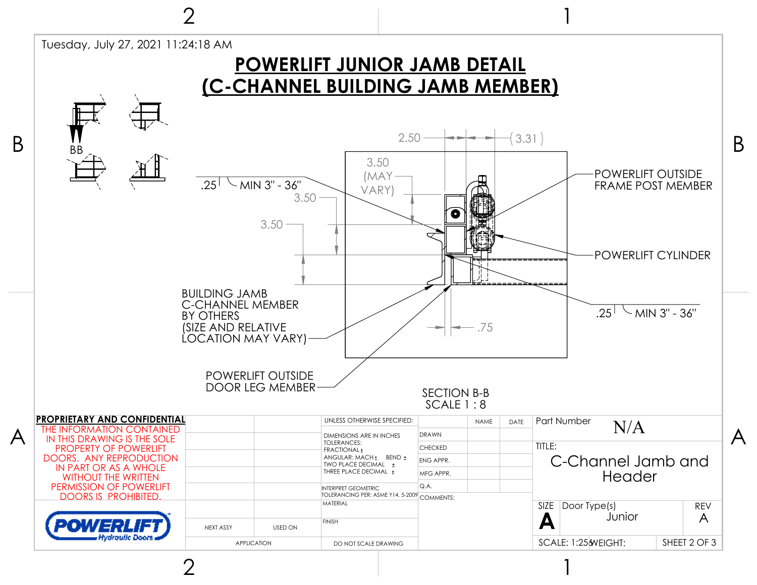Tuesday, July 27, 2021 11:24:18 AM

# POWERLIFT JUNIOR JAMB DETAIL
# (C-CHANNEL BUILDING JAMB MEMBER)

BB

2.50 (3.31)

3.50 (MAY VARY)

.25 MIN 3" - 36"

3.50

3.50

POWERLIFT OUTSIDE FRAME POST MEMBER

POWERLIFT CYLINDER

.25 MIN 3" - 36"

BUILDING JAMB C-CHANNEL MEMBER BY OTHERS (SIZE AND RELATIVE LOCATION MAY VARY)

.75

POWERLIFT OUTSIDE DOOR LEG MEMBER

SECTION B-B
SCALE 1 : 8

**PROPRIETARY AND CONFIDENTIAL**

THE INFORMATION CONTAINED IN THIS DRAWING IS THE SOLE PROPERTY OF POWERLIFT DOORS. ANY REPRODUCTION IN PART OR AS A WHOLE WITHOUT THE WRITTEN PERMISSION OF POWERLIFT DOORS IS PROHIBITED.

POWERLIFT Hydraulic Doors

| NEXT ASSY | USED ON |
| --- | --- |
| APPLICATION | |

UNLESS OTHERWISE SPECIFIED:
DIMENSIONS ARE IN INCHES
TOLERANCES:
FRACTIONAL ±
ANGULAR: MACH ± BEND ±
TWO PLACE DECIMAL ±
THREE PLACE DECIMAL ±
INTERPRET GEOMETRIC TOLERANCING PER: ASME Y14. 5-2009
MATERIAL
FINISH
DO NOT SCALE DRAWING

| | NAME | DATE |
| --- | --- | --- |
| DRAWN | | |
| CHECKED | | |
| ENG APPR. | | |
| MFG APPR. | | |
| Q.A. | | |

COMMENTS:

Part Number: N/A

TITLE: C-Channel Jamb and Header

SIZE: A

Door Type(s): Junior

REV: A

SCALE: 1:25 WEIGHT: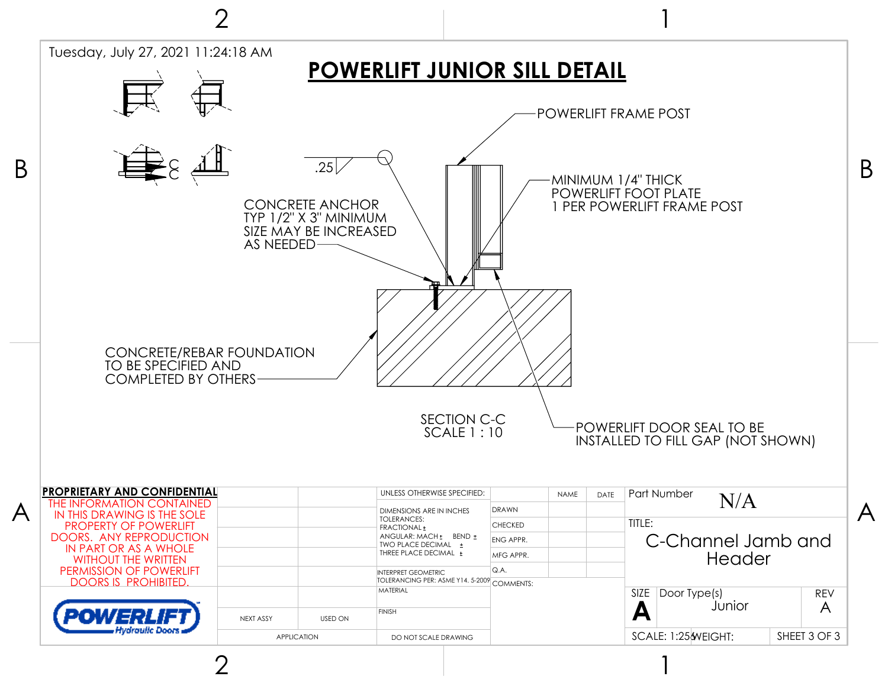Tuesday, July 27, 2021 11:24:18 AM

# POWERLIFT JUNIOR SILL DETAIL

POWERLIFT FRAME POST

.25

MINIMUM 1/4" THICK
POWERLIFT FOOT PLATE
1 PER POWERLIFT FRAME POST

CONCRETE ANCHOR
TYP 1/2" X 3" MINIMUM
SIZE MAY BE INCREASED
AS NEEDED

CONCRETE/REBAR FOUNDATION
TO BE SPECIFIED AND
COMPLETED BY OTHERS

SECTION C-C
SCALE 1 : 10

POWERLIFT DOOR SEAL TO BE
INSTALLED TO FILL GAP (NOT SHOWN)

**PROPRIETARY AND CONFIDENTIAL**

THE INFORMATION CONTAINED IN THIS DRAWING IS THE SOLE PROPERTY OF POWERLIFT DOORS. ANY REPRODUCTION IN PART OR AS A WHOLE WITHOUT THE WRITTEN PERMISSION OF POWERLIFT DOORS IS PROHIBITED.

POWERLIFT Hydraulic Doors

| | |
|---|---|
| NEXT ASSY | USED ON |
| APPLICATION | |

UNLESS OTHERWISE SPECIFIED:
DIMENSIONS ARE IN INCHES
TOLERANCES:
FRACTIONAL ±
ANGULAR: MACH ± BEND ±
TWO PLACE DECIMAL ±
THREE PLACE DECIMAL ±
INTERPRET GEOMETRIC TOLERANCING PER: ASME Y14. 5-2009
MATERIAL
FINISH
DO NOT SCALE DRAWING

| | NAME | DATE |
|---|---|---|
| DRAWN | | |
| CHECKED | | |
| ENG APPR. | | |
| MFG APPR. | | |
| Q.A. | | |

COMMENTS:

Part Number N/A

TITLE: C-Channel Jamb and Header

| SIZE | Door Type(s) | REV |
|---|---|---|
| A | Junior | A |

SCALE: 1:256 WEIGHT: SHEET 3 OF 3